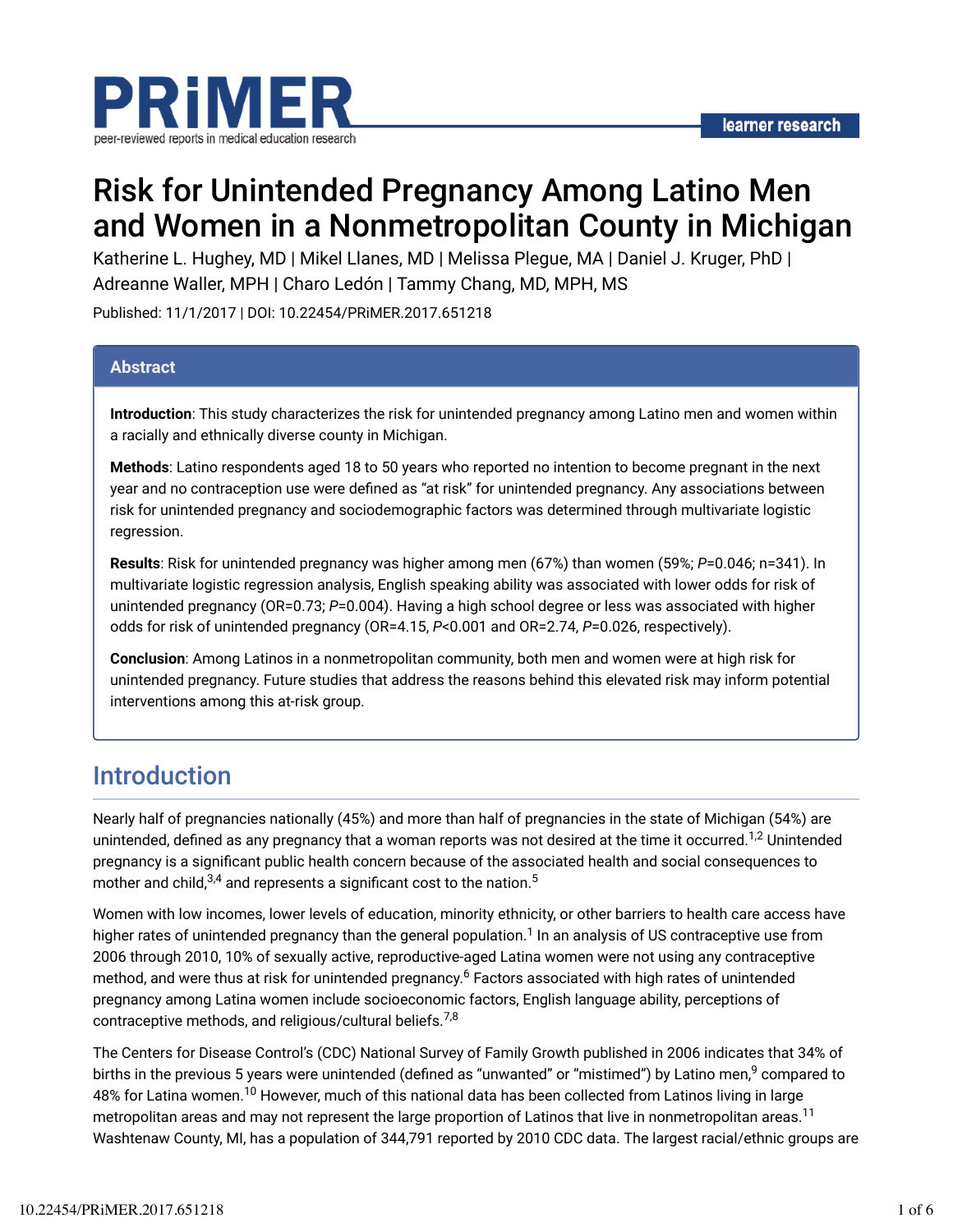# Risk for Unintended Pregnancy Among Latino Men and Women in a Nonmetropolitan County in Michigan

Katherine L. Hughey, MD | Mikel Llanes, MD | Melissa Plegue, MA | Daniel J. Kruger, PhD | Adreanne Waller, MPH | Charo Ledón | Tammy Chang, MD, MPH, MS

Published: 11/1/2017 | DOI: 10.22454/PRiMER.2017.651218

## Abstract

**Introduction**: This study characterizes the risk for unintended pregnancy among Latino men and women within a racially and ethnically diverse county in Michigan.

**Methods**: Latino respondents aged 18 to 50 years who reported no intention to become pregnant in the next year and no contraception use were defined as "at risk" for unintended pregnancy. Any associations between risk for unintended pregnancy and sociodemographic factors was determined through multivariate logistic regression.

**Results**: Risk for unintended pregnancy was higher among men (67%) than women (59%; $P$=0.046; n=341). In multivariate logistic regression analysis, English speaking ability was associated with lower odds for risk of unintended pregnancy (OR=0.73; $P$=0.004). Having a high school degree or less was associated with higher odds for risk of unintended pregnancy (OR=4.15, $P$<0.001 and OR=2.74, $P$=0.026, respectively).

**Conclusion**: Among Latinos in a nonmetropolitan community, both men and women were at high risk for unintended pregnancy. Future studies that address the reasons behind this elevated risk may inform potential interventions among this at-risk group.

## Introduction

Nearly half of pregnancies nationally (45%) and more than half of pregnancies in the state of Michigan (54%) are unintended, defined as any pregnancy that a woman reports was not desired at the time it occurred.[1,2] Unintended pregnancy is a significant public health concern because of the associated health and social consequences to mother and child,[3,4] and represents a significant cost to the nation.[5]

Women with low incomes, lower levels of education, minority ethnicity, or other barriers to health care access have higher rates of unintended pregnancy than the general population.[1] In an analysis of US contraceptive use from 2006 through 2010, 10% of sexually active, reproductive-aged Latina women were not using any contraceptive method, and were thus at risk for unintended pregnancy.[6] Factors associated with high rates of unintended pregnancy among Latina women include socioeconomic factors, English language ability, perceptions of contraceptive methods, and religious/cultural beliefs.[7,8]

The Centers for Disease Control's (CDC) National Survey of Family Growth published in 2006 indicates that 34% of births in the previous 5 years were unintended (defined as "unwanted" or "mistimed") by Latino men,[9] compared to 48% for Latina women.[10] However, much of this national data has been collected from Latinos living in large metropolitan areas and may not represent the large proportion of Latinos that live in nonmetropolitan areas.[11] Washtenaw County, MI, has a population of 344,791 reported by 2010 CDC data. The largest racial/ethnic groups are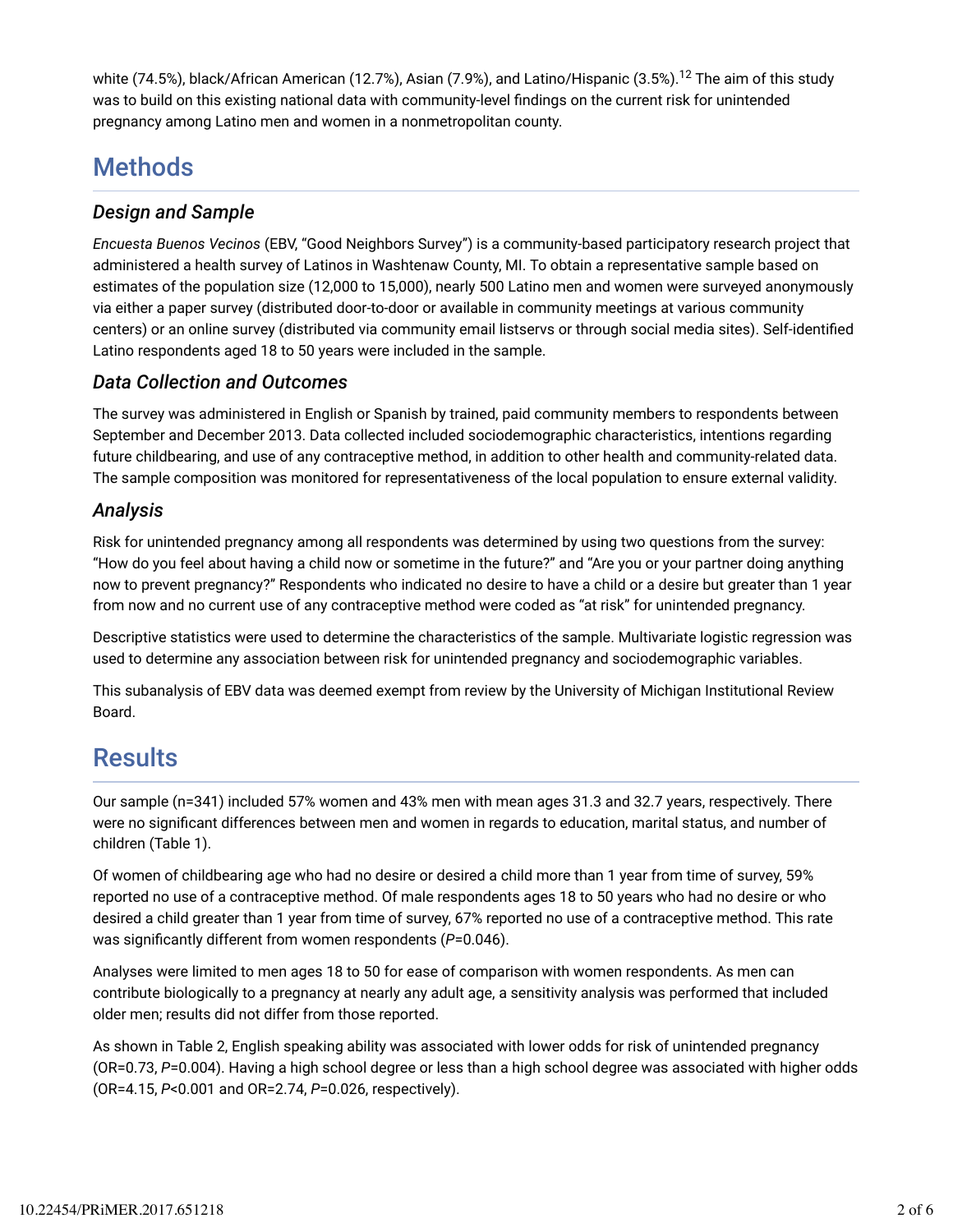white (74.5%), black/African American (12.7%), Asian (7.9%), and Latino/Hispanic (3.5%).[12] The aim of this study was to build on this existing national data with community-level findings on the current risk for unintended pregnancy among Latino men and women in a nonmetropolitan county.

## Methods

### Design and Sample

*Encuesta Buenos Vecinos* (EBV, "Good Neighbors Survey") is a community-based participatory research project that administered a health survey of Latinos in Washtenaw County, MI. To obtain a representative sample based on estimates of the population size (12,000 to 15,000), nearly 500 Latino men and women were surveyed anonymously via either a paper survey (distributed door-to-door or available in community meetings at various community centers) or an online survey (distributed via community email listservs or through social media sites). Self-identified Latino respondents aged 18 to 50 years were included in the sample.

### Data Collection and Outcomes

The survey was administered in English or Spanish by trained, paid community members to respondents between September and December 2013. Data collected included sociodemographic characteristics, intentions regarding future childbearing, and use of any contraceptive method, in addition to other health and community-related data. The sample composition was monitored for representativeness of the local population to ensure external validity.

### Analysis

Risk for unintended pregnancy among all respondents was determined by using two questions from the survey: "How do you feel about having a child now or sometime in the future?" and "Are you or your partner doing anything now to prevent pregnancy?" Respondents who indicated no desire to have a child or a desire but greater than 1 year from now and no current use of any contraceptive method were coded as "at risk" for unintended pregnancy.

Descriptive statistics were used to determine the characteristics of the sample. Multivariate logistic regression was used to determine any association between risk for unintended pregnancy and sociodemographic variables.

This subanalysis of EBV data was deemed exempt from review by the University of Michigan Institutional Review Board.

## Results

Our sample (n=341) included 57% women and 43% men with mean ages 31.3 and 32.7 years, respectively. There were no significant differences between men and women in regards to education, marital status, and number of children (Table 1).

Of women of childbearing age who had no desire or desired a child more than 1 year from time of survey, 59% reported no use of a contraceptive method. Of male respondents ages 18 to 50 years who had no desire or who desired a child greater than 1 year from time of survey, 67% reported no use of a contraceptive method. This rate was significantly different from women respondents ($P$=0.046).

Analyses were limited to men ages 18 to 50 for ease of comparison with women respondents. As men can contribute biologically to a pregnancy at nearly any adult age, a sensitivity analysis was performed that included older men; results did not differ from those reported.

As shown in Table 2, English speaking ability was associated with lower odds for risk of unintended pregnancy (OR=0.73, $P$=0.004). Having a high school degree or less than a high school degree was associated with higher odds (OR=4.15, $P$<0.001 and OR=2.74, $P$=0.026, respectively).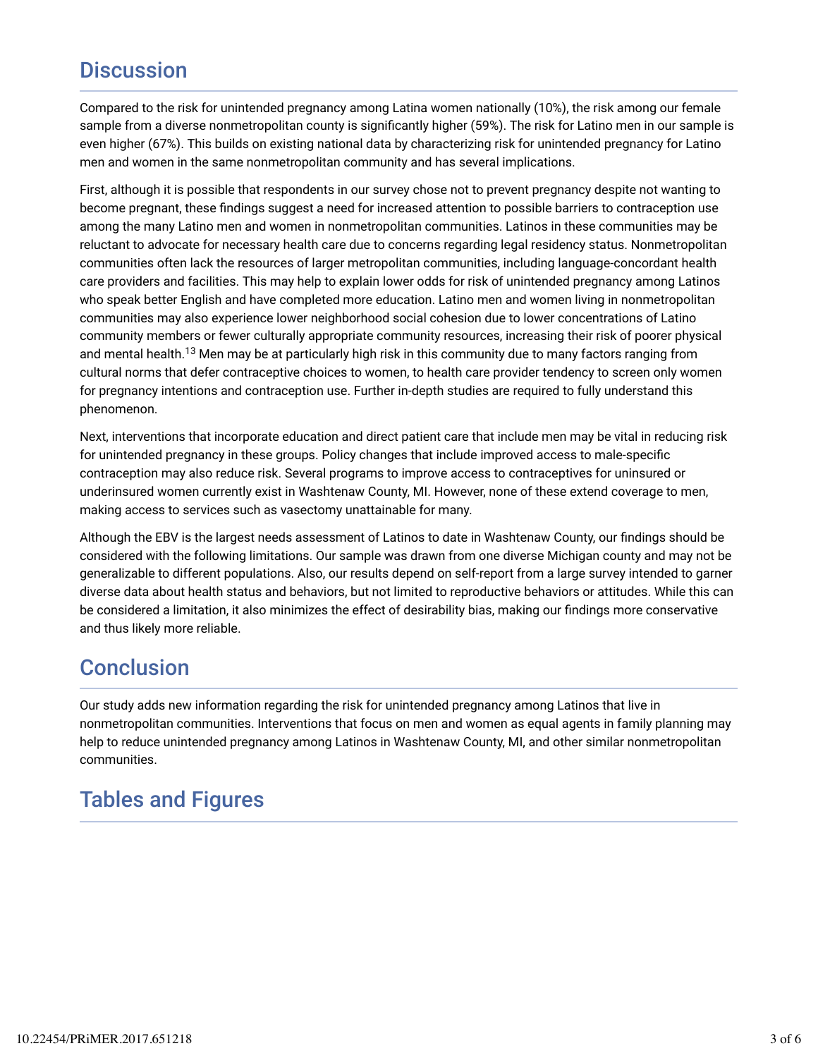## Discussion

Compared to the risk for unintended pregnancy among Latina women nationally (10%), the risk among our female sample from a diverse nonmetropolitan county is significantly higher (59%). The risk for Latino men in our sample is even higher (67%). This builds on existing national data by characterizing risk for unintended pregnancy for Latino men and women in the same nonmetropolitan community and has several implications.

First, although it is possible that respondents in our survey chose not to prevent pregnancy despite not wanting to become pregnant, these findings suggest a need for increased attention to possible barriers to contraception use among the many Latino men and women in nonmetropolitan communities. Latinos in these communities may be reluctant to advocate for necessary health care due to concerns regarding legal residency status. Nonmetropolitan communities often lack the resources of larger metropolitan communities, including language-concordant health care providers and facilities. This may help to explain lower odds for risk of unintended pregnancy among Latinos who speak better English and have completed more education. Latino men and women living in nonmetropolitan communities may also experience lower neighborhood social cohesion due to lower concentrations of Latino community members or fewer culturally appropriate community resources, increasing their risk of poorer physical and mental health.[13] Men may be at particularly high risk in this community due to many factors ranging from cultural norms that defer contraceptive choices to women, to health care provider tendency to screen only women for pregnancy intentions and contraception use. Further in-depth studies are required to fully understand this phenomenon.

Next, interventions that incorporate education and direct patient care that include men may be vital in reducing risk for unintended pregnancy in these groups. Policy changes that include improved access to male-specific contraception may also reduce risk. Several programs to improve access to contraceptives for uninsured or underinsured women currently exist in Washtenaw County, MI. However, none of these extend coverage to men, making access to services such as vasectomy unattainable for many.

Although the EBV is the largest needs assessment of Latinos to date in Washtenaw County, our findings should be considered with the following limitations. Our sample was drawn from one diverse Michigan county and may not be generalizable to different populations. Also, our results depend on self-report from a large survey intended to garner diverse data about health status and behaviors, but not limited to reproductive behaviors or attitudes. While this can be considered a limitation, it also minimizes the effect of desirability bias, making our findings more conservative and thus likely more reliable.

## Conclusion

Our study adds new information regarding the risk for unintended pregnancy among Latinos that live in nonmetropolitan communities. Interventions that focus on men and women as equal agents in family planning may help to reduce unintended pregnancy among Latinos in Washtenaw County, MI, and other similar nonmetropolitan communities.

## Tables and Figures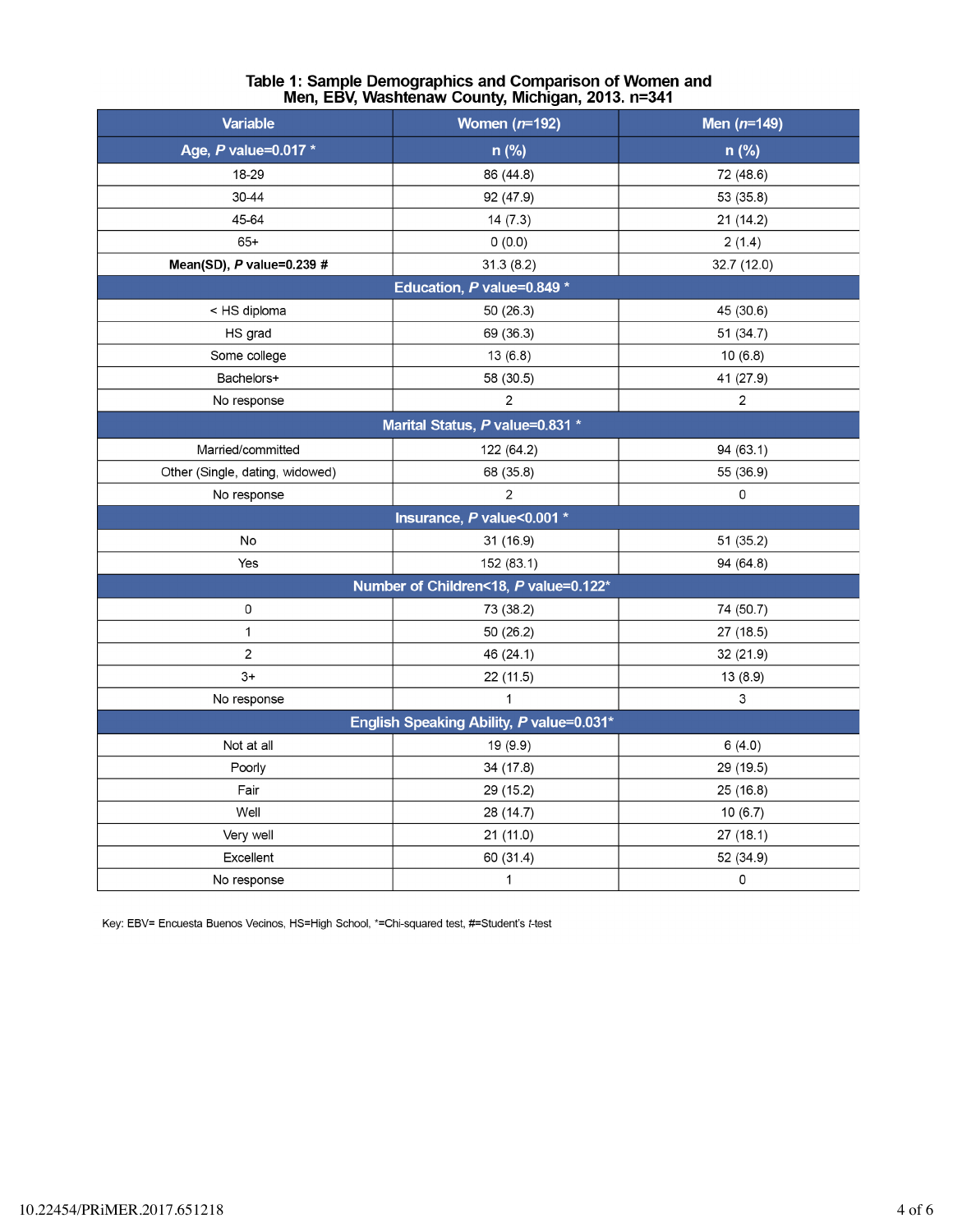**Table 1: Sample Demographics and Comparison of Women and Men, EBV, Washtenaw County, Michigan, 2013. n=341**

| Variable | Women (*n*=192) | Men (*n*=149) |
|---|---|---|
| **Age, *P* value=0.017 *** | **n (%)** | **n (%)** |
| 18-29 | 86 (44.8) | 72 (48.6) |
| 30-44 | 92 (47.9) | 53 (35.8) |
| 45-64 | 14 (7.3) | 21 (14.2) |
| 65+ | 0 (0.0) | 2 (1.4) |
| **Mean(SD), *P* value=0.239 #** | 31.3 (8.2) | 32.7 (12.0) |
| **Education, *P* value=0.849 *** | | |
| < HS diploma | 50 (26.3) | 45 (30.6) |
| HS grad | 69 (36.3) | 51 (34.7) |
| Some college | 13 (6.8) | 10 (6.8) |
| Bachelors+ | 58 (30.5) | 41 (27.9) |
| No response | 2 | 2 |
| **Marital Status, *P* value=0.831 *** | | |
| Married/committed | 122 (64.2) | 94 (63.1) |
| Other (Single, dating, widowed) | 68 (35.8) | 55 (36.9) |
| No response | 2 | 0 |
| **Insurance, *P* value<0.001 *** | | |
| No | 31 (16.9) | 51 (35.2) |
| Yes | 152 (83.1) | 94 (64.8) |
| **Number of Children<18, *P* value=0.122*** | | |
| 0 | 73 (38.2) | 74 (50.7) |
| 1 | 50 (26.2) | 27 (18.5) |
| 2 | 46 (24.1) | 32 (21.9) |
| 3+ | 22 (11.5) | 13 (8.9) |
| No response | 1 | 3 |
| **English Speaking Ability, *P* value=0.031*** | | |
| Not at all | 19 (9.9) | 6 (4.0) |
| Poorly | 34 (17.8) | 29 (19.5) |
| Fair | 29 (15.2) | 25 (16.8) |
| Well | 28 (14.7) | 10 (6.7) |
| Very well | 21 (11.0) | 27 (18.1) |
| Excellent | 60 (31.4) | 52 (34.9) |
| No response | 1 | 0 |

Key: EBV= Encuesta Buenos Vecinos, HS=High School, *=Chi-squared test, #=Student's *t*-test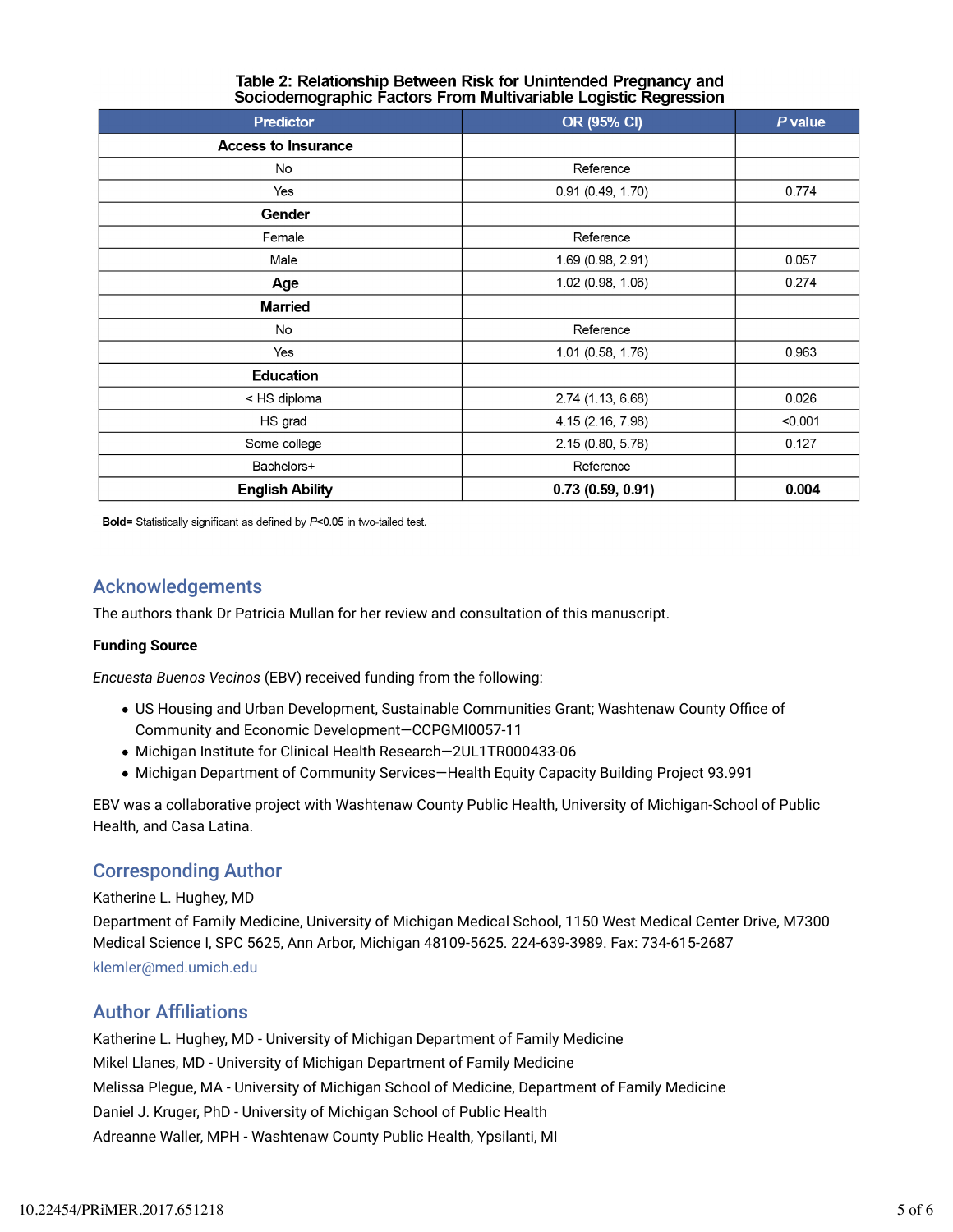**Table 2: Relationship Between Risk for Unintended Pregnancy and Sociodemographic Factors From Multivariable Logistic Regression**

| Predictor | OR (95% CI) | *P* value |
|---|---|---|
| **Access to Insurance** | | |
| No | Reference | |
| Yes | 0.91 (0.49, 1.70) | 0.774 |
| **Gender** | | |
| Female | Reference | |
| Male | 1.69 (0.98, 2.91) | 0.057 |
| **Age** | 1.02 (0.98, 1.06) | 0.274 |
| **Married** | | |
| No | Reference | |
| Yes | 1.01 (0.58, 1.76) | 0.963 |
| **Education** | | |
| < HS diploma | 2.74 (1.13, 6.68) | 0.026 |
| HS grad | 4.15 (2.16, 7.98) | <0.001 |
| Some college | 2.15 (0.80, 5.78) | 0.127 |
| Bachelors+ | Reference | |
| **English Ability** | **0.73 (0.59, 0.91)** | **0.004** |

**Bold**= Statistically significant as defined by $P<0.05$ in two-tailed test.

## Acknowledgements

The authors thank Dr Patricia Mullan for her review and consultation of this manuscript.

**Funding Source**

*Encuesta Buenos Vecinos* (EBV) received funding from the following:

- US Housing and Urban Development, Sustainable Communities Grant; Washtenaw County Office of Community and Economic Development—CCPGMI0057-11
- Michigan Institute for Clinical Health Research—2UL1TR000433-06
- Michigan Department of Community Services—Health Equity Capacity Building Project 93.991

EBV was a collaborative project with Washtenaw County Public Health, University of Michigan-School of Public Health, and Casa Latina.

## Corresponding Author

Katherine L. Hughey, MD

Department of Family Medicine, University of Michigan Medical School, 1150 West Medical Center Drive, M7300 Medical Science I, SPC 5625, Ann Arbor, Michigan 48109-5625. 224-639-3989. Fax: 734-615-2687

klemler@med.umich.edu

## Author Affiliations

Katherine L. Hughey, MD - University of Michigan Department of Family Medicine

Mikel Llanes, MD - University of Michigan Department of Family Medicine

Melissa Plegue, MA - University of Michigan School of Medicine, Department of Family Medicine

Daniel J. Kruger, PhD - University of Michigan School of Public Health

Adreanne Waller, MPH - Washtenaw County Public Health, Ypsilanti, MI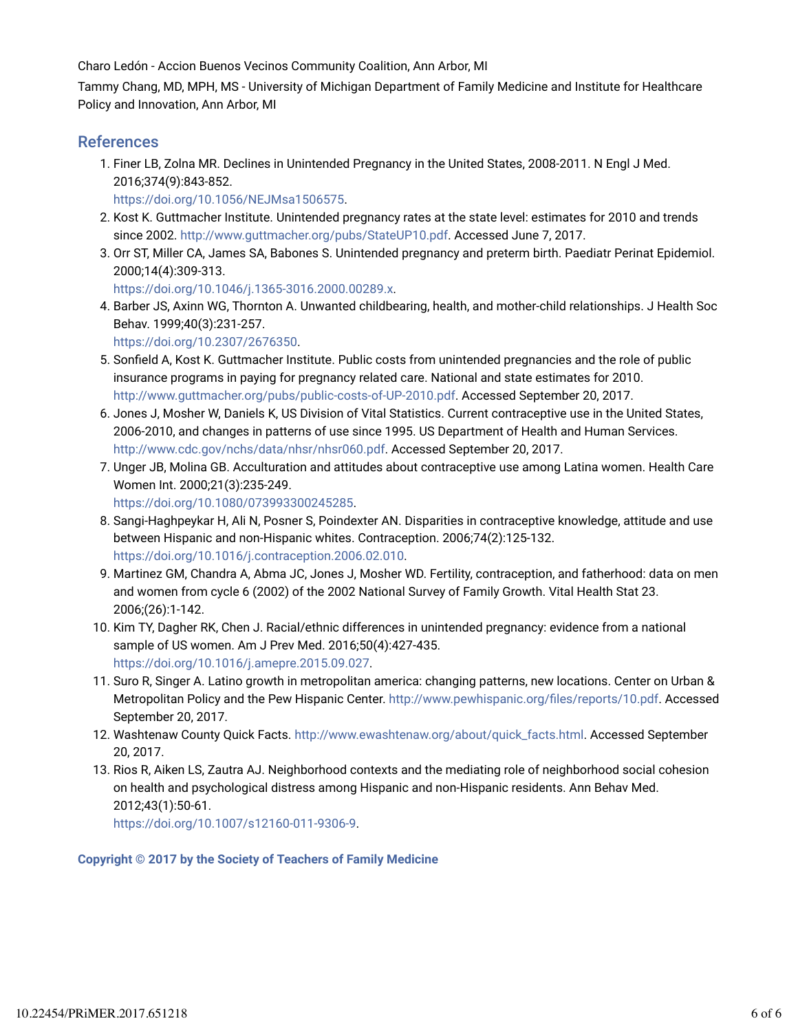Charo Ledón - Accion Buenos Vecinos Community Coalition, Ann Arbor, MI

Tammy Chang, MD, MPH, MS - University of Michigan Department of Family Medicine and Institute for Healthcare Policy and Innovation, Ann Arbor, MI

## References

1. Finer LB, Zolna MR. Declines in Unintended Pregnancy in the United States, 2008-2011. N Engl J Med. 2016;374(9):843-852. https://doi.org/10.1056/NEJMsa1506575.
2. Kost K. Guttmacher Institute. Unintended pregnancy rates at the state level: estimates for 2010 and trends since 2002. http://www.guttmacher.org/pubs/StateUP10.pdf. Accessed June 7, 2017.
3. Orr ST, Miller CA, James SA, Babones S. Unintended pregnancy and preterm birth. Paediatr Perinat Epidemiol. 2000;14(4):309-313. https://doi.org/10.1046/j.1365-3016.2000.00289.x.
4. Barber JS, Axinn WG, Thornton A. Unwanted childbearing, health, and mother-child relationships. J Health Soc Behav. 1999;40(3):231-257. https://doi.org/10.2307/2676350.
5. Sonfield A, Kost K. Guttmacher Institute. Public costs from unintended pregnancies and the role of public insurance programs in paying for pregnancy related care. National and state estimates for 2010. http://www.guttmacher.org/pubs/public-costs-of-UP-2010.pdf. Accessed September 20, 2017.
6. Jones J, Mosher W, Daniels K, US Division of Vital Statistics. Current contraceptive use in the United States, 2006-2010, and changes in patterns of use since 1995. US Department of Health and Human Services. http://www.cdc.gov/nchs/data/nhsr/nhsr060.pdf. Accessed September 20, 2017.
7. Unger JB, Molina GB. Acculturation and attitudes about contraceptive use among Latina women. Health Care Women Int. 2000;21(3):235-249. https://doi.org/10.1080/073993300245285.
8. Sangi-Haghpeykar H, Ali N, Posner S, Poindexter AN. Disparities in contraceptive knowledge, attitude and use between Hispanic and non-Hispanic whites. Contraception. 2006;74(2):125-132. https://doi.org/10.1016/j.contraception.2006.02.010.
9. Martinez GM, Chandra A, Abma JC, Jones J, Mosher WD. Fertility, contraception, and fatherhood: data on men and women from cycle 6 (2002) of the 2002 National Survey of Family Growth. Vital Health Stat 23. 2006;(26):1-142.
10. Kim TY, Dagher RK, Chen J. Racial/ethnic differences in unintended pregnancy: evidence from a national sample of US women. Am J Prev Med. 2016;50(4):427-435. https://doi.org/10.1016/j.amepre.2015.09.027.
11. Suro R, Singer A. Latino growth in metropolitan america: changing patterns, new locations. Center on Urban & Metropolitan Policy and the Pew Hispanic Center. http://www.pewhispanic.org/files/reports/10.pdf. Accessed September 20, 2017.
12. Washtenaw County Quick Facts. http://www.ewashtenaw.org/about/quick_facts.html. Accessed September 20, 2017.
13. Rios R, Aiken LS, Zautra AJ. Neighborhood contexts and the mediating role of neighborhood social cohesion on health and psychological distress among Hispanic and non-Hispanic residents. Ann Behav Med. 2012;43(1):50-61. https://doi.org/10.1007/s12160-011-9306-9.

**Copyright © 2017 by the Society of Teachers of Family Medicine**